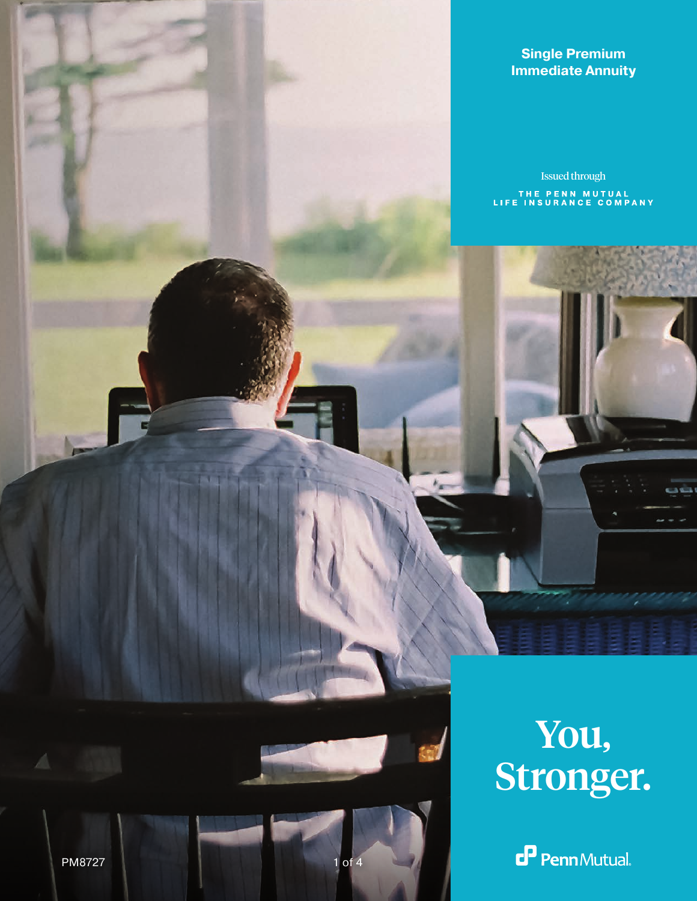# Single Premium Immediate Annuity

Issued through

THE PENN MUTUAL LIFE INSURANCE COMPANY

## You, Stronger.

PennMutual.

PM8727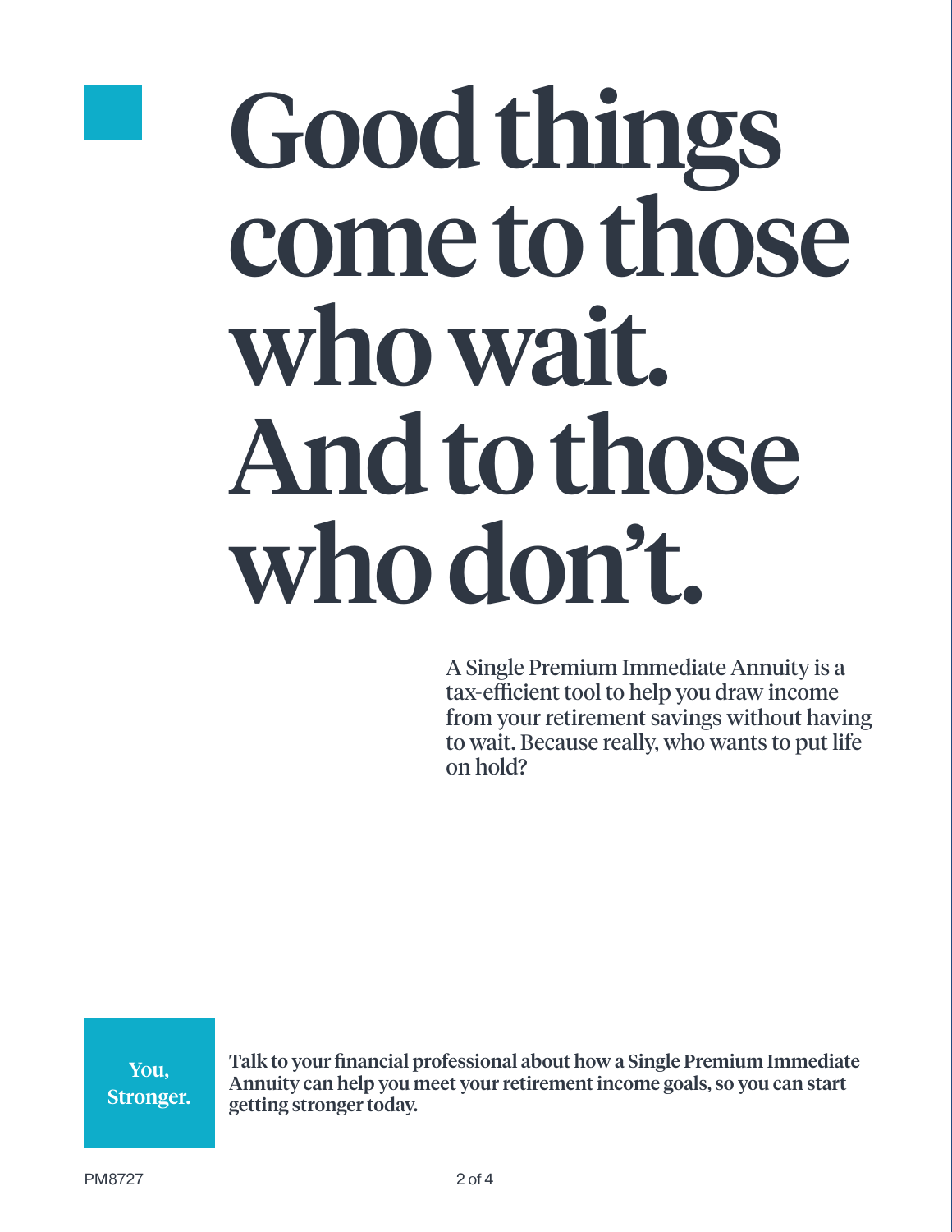# Good things come to those who wait. And to those who don't.

A Single Premium Immediate Annuity is a tax-efficient tool to help you draw income from your retirement savings without having to wait. Because really, who wants to put life on hold?

**You, Stronger.**

**Talk to your financial professional about how a Single Premium Immediate Annuity can help you meet your retirement income goals, so you can start getting stronger today.**

PM8727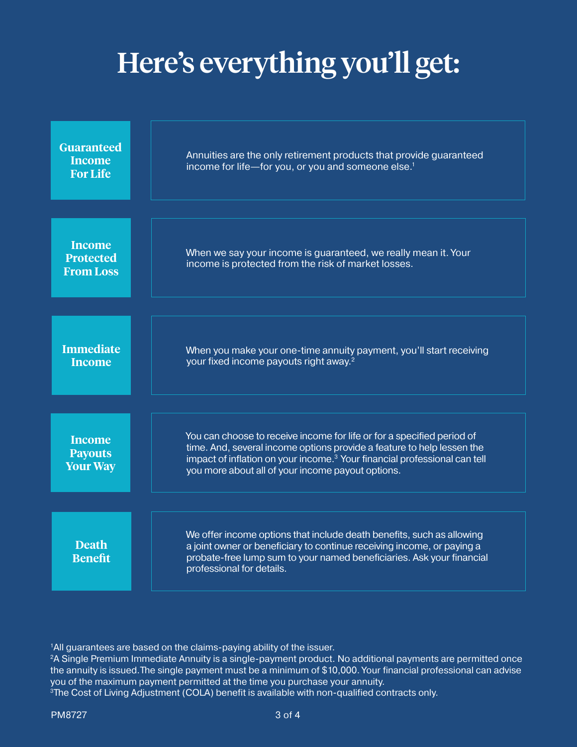# Here's everything you'll get:

**Guaranteed Income For Life**

Annuities are the only retirement products that provide guaranteed income for life—for you, or you and someone else.[1]

**Income Protected From Loss**

When we say your income is guaranteed, we really mean it. Your income is protected from the risk of market losses.

**Immediate Income**

When you make your one-time annuity payment, you'll start receiving your fixed income payouts right away.[2]

**Income Payouts Your Way**

You can choose to receive income for life or for a specified period of time. And, several income options provide a feature to help lessen the impact of inflation on your income.[3] Your financial professional can tell you more about all of your income payout options.

**Death Benefit**

We offer income options that include death benefits, such as allowing a joint owner or beneficiary to continue receiving income, or paying a probate-free lump sum to your named beneficiaries. Ask your financial professional for details.

[1]All guarantees are based on the claims-paying ability of the issuer.
[2]A Single Premium Immediate Annuity is a single-payment product. No additional payments are permitted once the annuity is issued. The single payment must be a minimum of $10,000. Your financial professional can advise you of the maximum payment permitted at the time you purchase your annuity.
[3]The Cost of Living Adjustment (COLA) benefit is available with non-qualified contracts only.

PM8727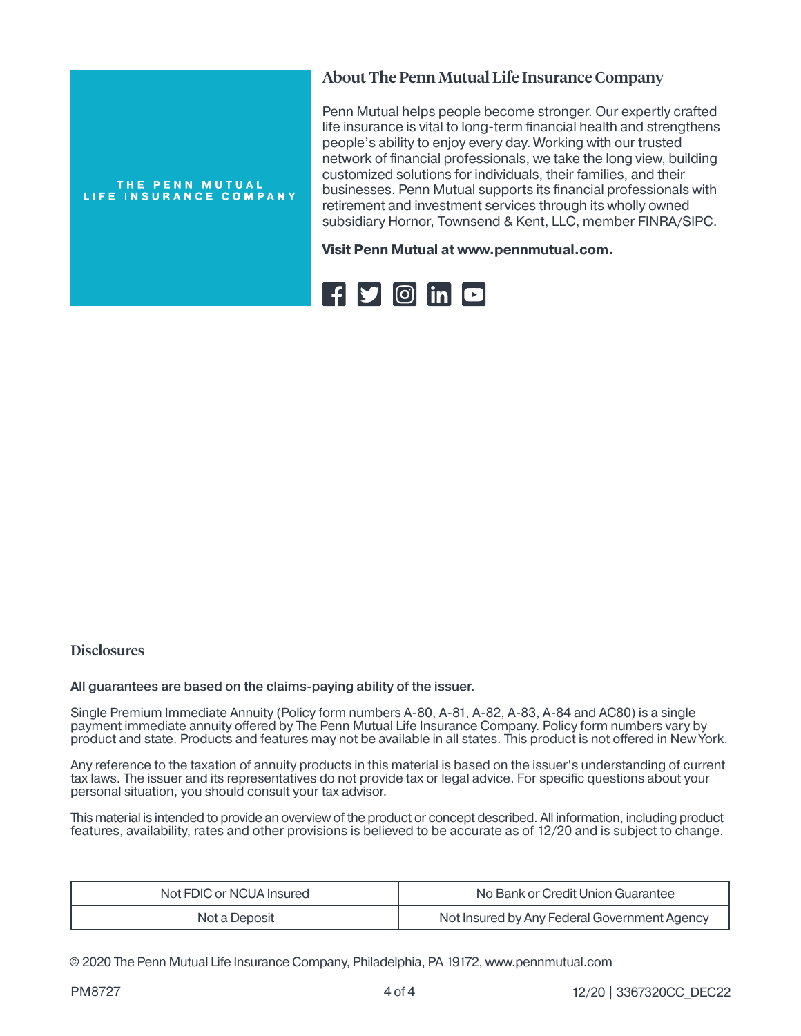THE PENN MUTUAL LIFE INSURANCE COMPANY

## About The Penn Mutual Life Insurance Company

Penn Mutual helps people become stronger. Our expertly crafted life insurance is vital to long-term financial health and strengthens people's ability to enjoy every day. Working with our trusted network of financial professionals, we take the long view, building customized solutions for individuals, their families, and their businesses. Penn Mutual supports its financial professionals with retirement and investment services through its wholly owned subsidiary Hornor, Townsend & Kent, LLC, member FINRA/SIPC.

**Visit Penn Mutual at www.pennmutual.com.**

## Disclosures

**All guarantees are based on the claims-paying ability of the issuer.**

Single Premium Immediate Annuity (Policy form numbers A-80, A-81, A-82, A-83, A-84 and AC80) is a single payment immediate annuity offered by The Penn Mutual Life Insurance Company. Policy form numbers vary by product and state. Products and features may not be available in all states. This product is not offered in New York.

Any reference to the taxation of annuity products in this material is based on the issuer's understanding of current tax laws. The issuer and its representatives do not provide tax or legal advice. For specific questions about your personal situation, you should consult your tax advisor.

This material is intended to provide an overview of the product or concept described. All information, including product features, availability, rates and other provisions is believed to be accurate as of 12/20 and is subject to change.

| | |
|---|---|
| Not FDIC or NCUA Insured | No Bank or Credit Union Guarantee |
| Not a Deposit | Not Insured by Any Federal Government Agency |

© 2020 The Penn Mutual Life Insurance Company, Philadelphia, PA 19172, www.pennmutual.com

PM8727

12/20 | 3367320CC_DEC22